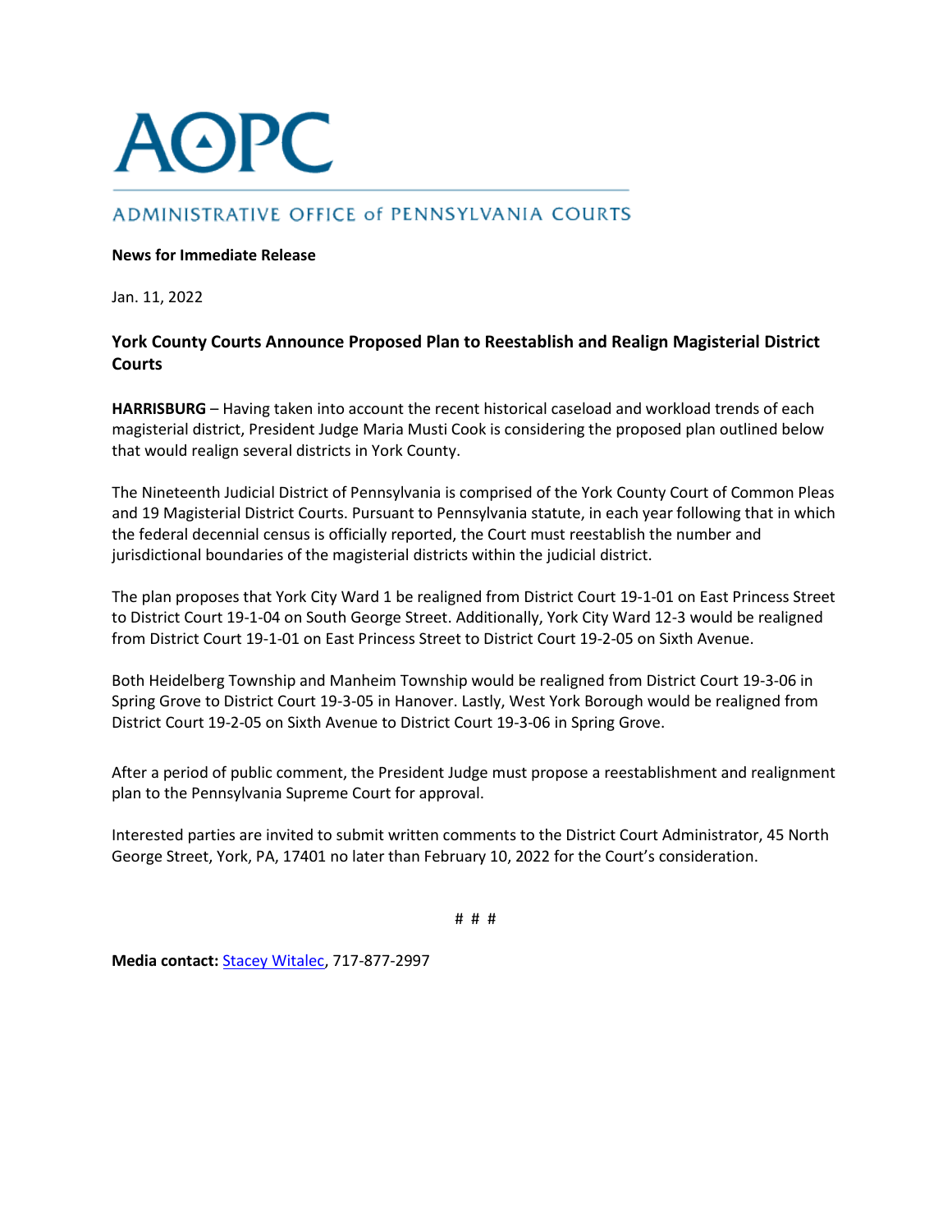# AOPC

ADMINISTRATIVE OFFICE of PENNSYLVANIA COURTS

**News for Immediate Release**

Jan. 11, 2022

**York County Courts Announce Proposed Plan to Reestablish and Realign Magisterial District Courts**

**HARRISBURG** – Having taken into account the recent historical caseload and workload trends of each magisterial district, President Judge Maria Musti Cook is considering the proposed plan outlined below that would realign several districts in York County.

The Nineteenth Judicial District of Pennsylvania is comprised of the York County Court of Common Pleas and 19 Magisterial District Courts. Pursuant to Pennsylvania statute, in each year following that in which the federal decennial census is officially reported, the Court must reestablish the number and jurisdictional boundaries of the magisterial districts within the judicial district.

The plan proposes that York City Ward 1 be realigned from District Court 19-1-01 on East Princess Street to District Court 19-1-04 on South George Street. Additionally, York City Ward 12-3 would be realigned from District Court 19-1-01 on East Princess Street to District Court 19-2-05 on Sixth Avenue.

Both Heidelberg Township and Manheim Township would be realigned from District Court 19-3-06 in Spring Grove to District Court 19-3-05 in Hanover. Lastly, West York Borough would be realigned from District Court 19-2-05 on Sixth Avenue to District Court 19-3-06 in Spring Grove.

After a period of public comment, the President Judge must propose a reestablishment and realignment plan to the Pennsylvania Supreme Court for approval.

Interested parties are invited to submit written comments to the District Court Administrator, 45 North George Street, York, PA, 17401 no later than February 10, 2022 for the Court's consideration.

# # #

**Media contact:** Stacey Witalec, 717-877-2997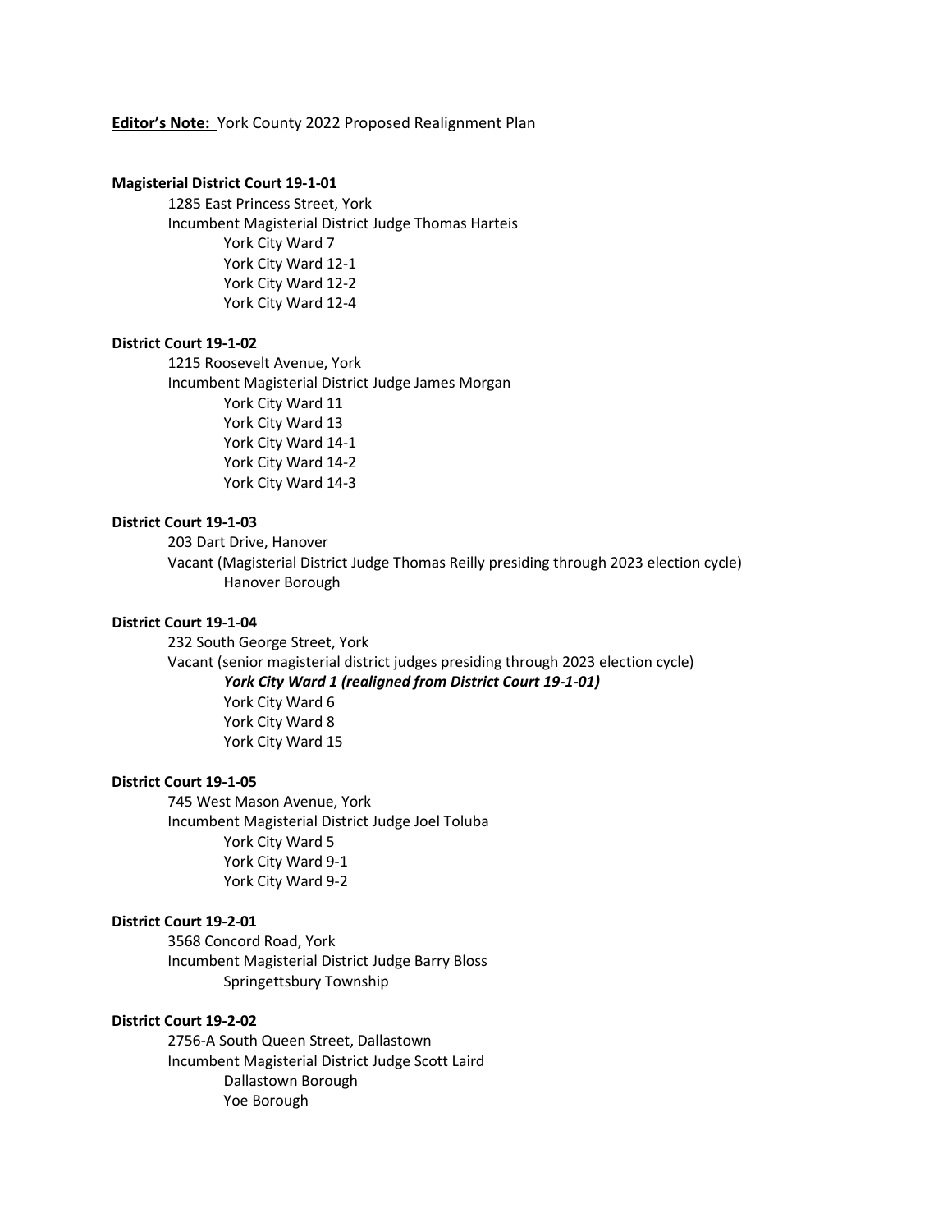**Editor's Note:** York County 2022 Proposed Realignment Plan

**Magisterial District Court 19-1-01**

1285 East Princess Street, York
Incumbent Magisterial District Judge Thomas Harteis

- York City Ward 7
- York City Ward 12-1
- York City Ward 12-2
- York City Ward 12-4

**District Court 19-1-02**

1215 Roosevelt Avenue, York
Incumbent Magisterial District Judge James Morgan

- York City Ward 11
- York City Ward 13
- York City Ward 14-1
- York City Ward 14-2
- York City Ward 14-3

**District Court 19-1-03**

203 Dart Drive, Hanover
Vacant (Magisterial District Judge Thomas Reilly presiding through 2023 election cycle)

- Hanover Borough

**District Court 19-1-04**

232 South George Street, York
Vacant (senior magisterial district judges presiding through 2023 election cycle)

- ***York City Ward 1 (realigned from District Court 19-1-01)***
- York City Ward 6
- York City Ward 8
- York City Ward 15

**District Court 19-1-05**

745 West Mason Avenue, York
Incumbent Magisterial District Judge Joel Toluba

- York City Ward 5
- York City Ward 9-1
- York City Ward 9-2

**District Court 19-2-01**

3568 Concord Road, York
Incumbent Magisterial District Judge Barry Bloss

- Springettsbury Township

**District Court 19-2-02**

2756-A South Queen Street, Dallastown
Incumbent Magisterial District Judge Scott Laird

- Dallastown Borough
- Yoe Borough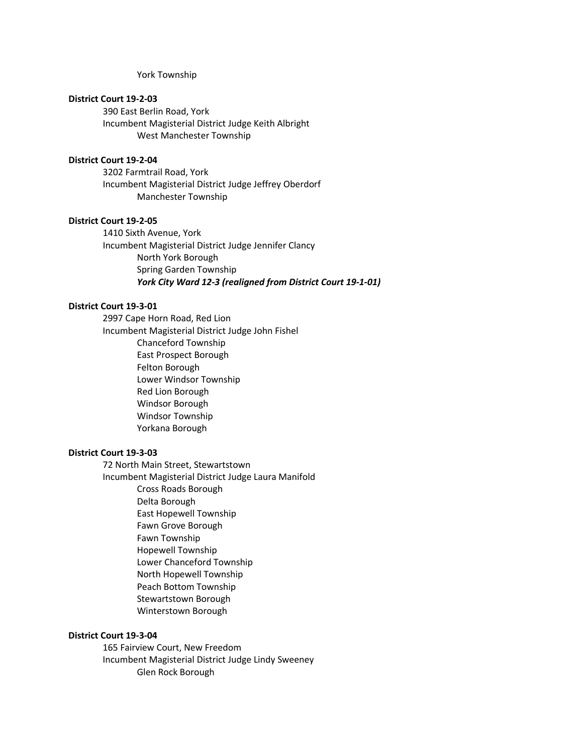York Township

**District Court 19-2-03**

390 East Berlin Road, York
Incumbent Magisterial District Judge Keith Albright

- West Manchester Township

**District Court 19-2-04**

3202 Farmtrail Road, York
Incumbent Magisterial District Judge Jeffrey Oberdorf

- Manchester Township

**District Court 19-2-05**

1410 Sixth Avenue, York
Incumbent Magisterial District Judge Jennifer Clancy

- North York Borough
- Spring Garden Township
- ***York City Ward 12-3 (realigned from District Court 19-1-01)***

**District Court 19-3-01**

2997 Cape Horn Road, Red Lion
Incumbent Magisterial District Judge John Fishel

- Chanceford Township
- East Prospect Borough
- Felton Borough
- Lower Windsor Township
- Red Lion Borough
- Windsor Borough
- Windsor Township
- Yorkana Borough

**District Court 19-3-03**

72 North Main Street, Stewartstown
Incumbent Magisterial District Judge Laura Manifold

- Cross Roads Borough
- Delta Borough
- East Hopewell Township
- Fawn Grove Borough
- Fawn Township
- Hopewell Township
- Lower Chanceford Township
- North Hopewell Township
- Peach Bottom Township
- Stewartstown Borough
- Winterstown Borough

**District Court 19-3-04**

165 Fairview Court, New Freedom
Incumbent Magisterial District Judge Lindy Sweeney

- Glen Rock Borough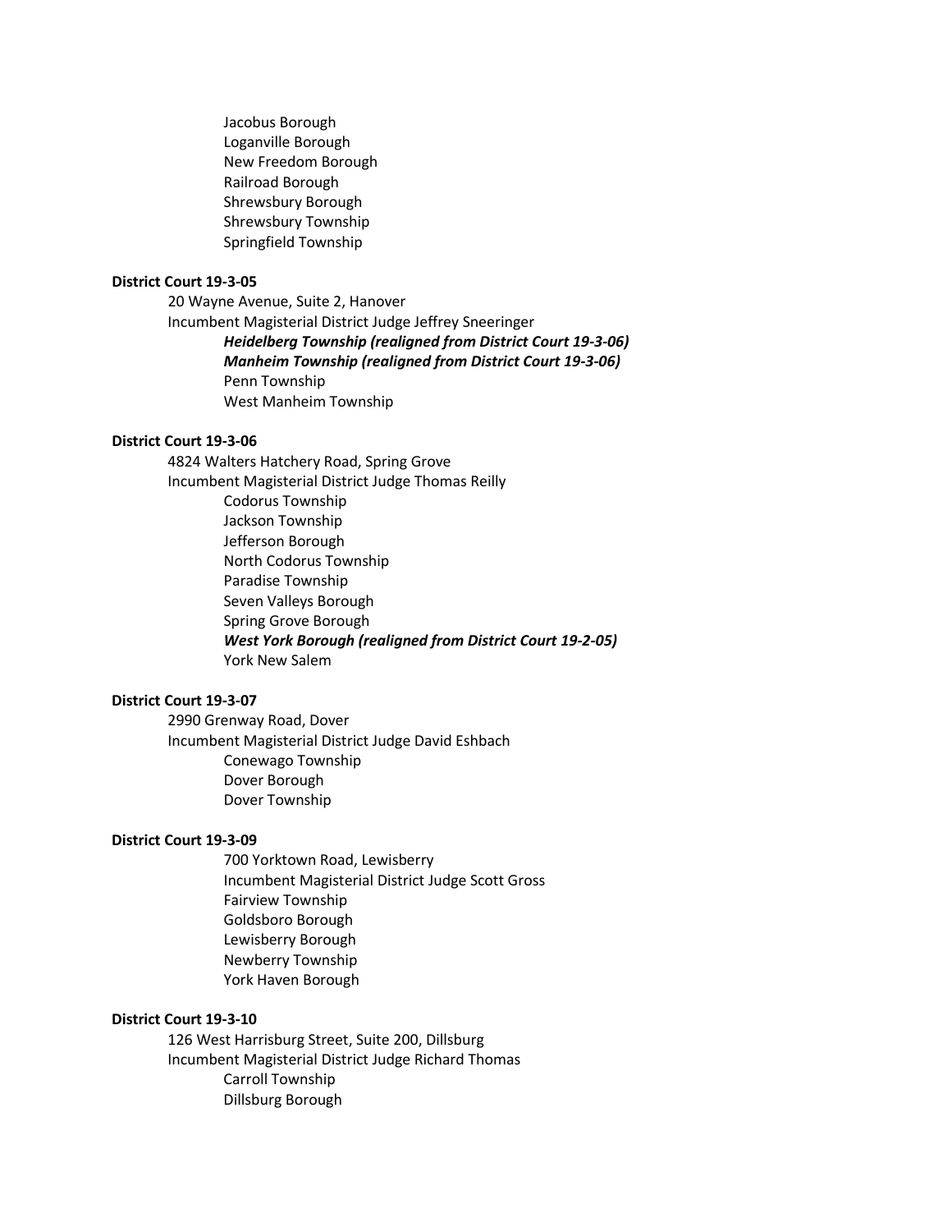Jacobus Borough
Loganville Borough
New Freedom Borough
Railroad Borough
Shrewsbury Borough
Shrewsbury Township
Springfield Township

**District Court 19-3-05**

20 Wayne Avenue, Suite 2, Hanover
Incumbent Magisterial District Judge Jeffrey Sneeringer

***Heidelberg Township (realigned from District Court 19-3-06)***
***Manheim Township (realigned from District Court 19-3-06)***
Penn Township
West Manheim Township

**District Court 19-3-06**

4824 Walters Hatchery Road, Spring Grove
Incumbent Magisterial District Judge Thomas Reilly

Codorus Township
Jackson Township
Jefferson Borough
North Codorus Township
Paradise Township
Seven Valleys Borough
Spring Grove Borough
***West York Borough (realigned from District Court 19-2-05)***
York New Salem

**District Court 19-3-07**

2990 Grenway Road, Dover
Incumbent Magisterial District Judge David Eshbach

Conewago Township
Dover Borough
Dover Township

**District Court 19-3-09**

700 Yorktown Road, Lewisberry
Incumbent Magisterial District Judge Scott Gross

Fairview Township
Goldsboro Borough
Lewisberry Borough
Newberry Township
York Haven Borough

**District Court 19-3-10**

126 West Harrisburg Street, Suite 200, Dillsburg
Incumbent Magisterial District Judge Richard Thomas

Carroll Township
Dillsburg Borough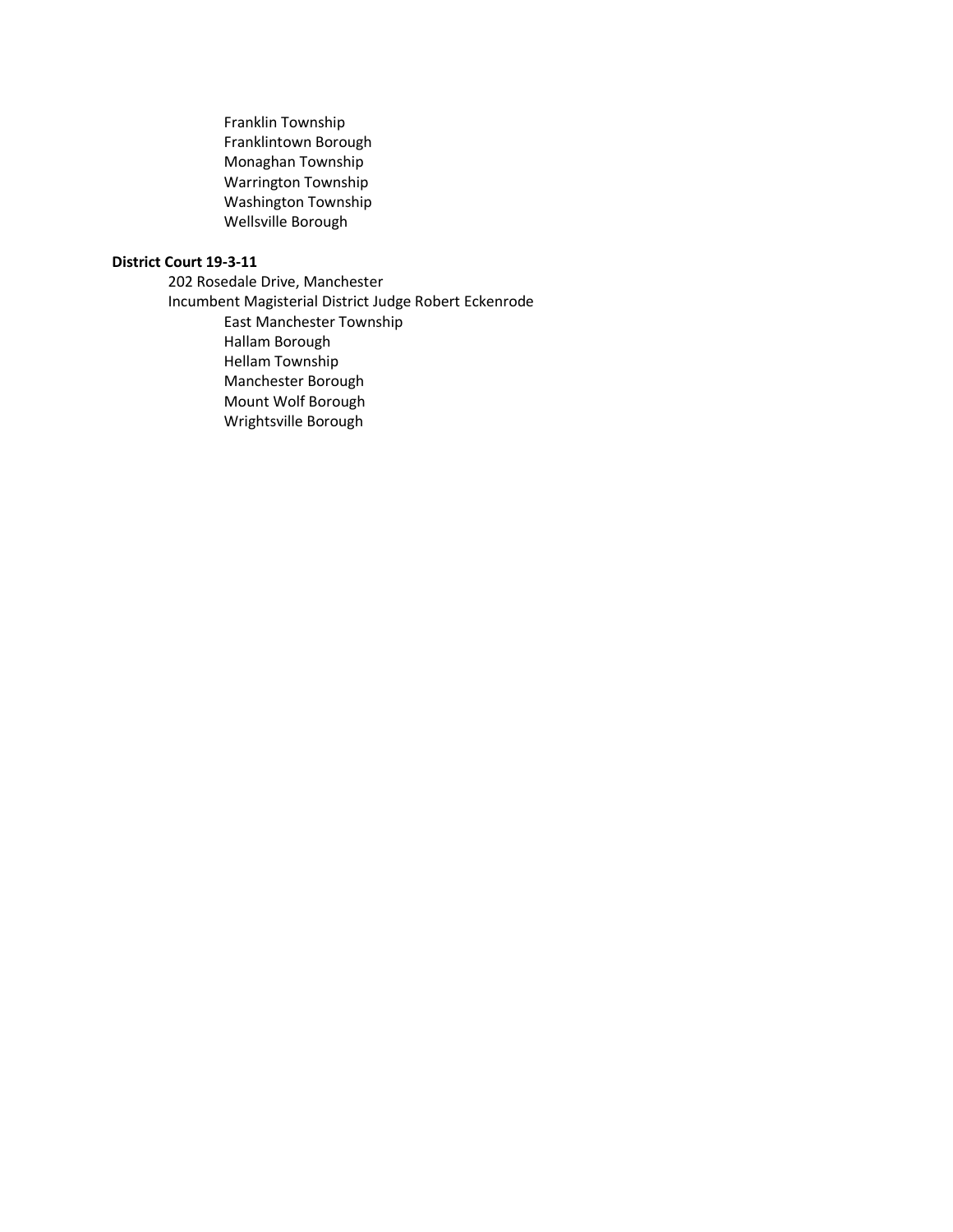Franklin Township
Franklintown Borough
Monaghan Township
Warrington Township
Washington Township
Wellsville Borough

**District Court 19-3-11**

202 Rosedale Drive, Manchester
Incumbent Magisterial District Judge Robert Eckenrode

East Manchester Township
Hallam Borough
Hellam Township
Manchester Borough
Mount Wolf Borough
Wrightsville Borough